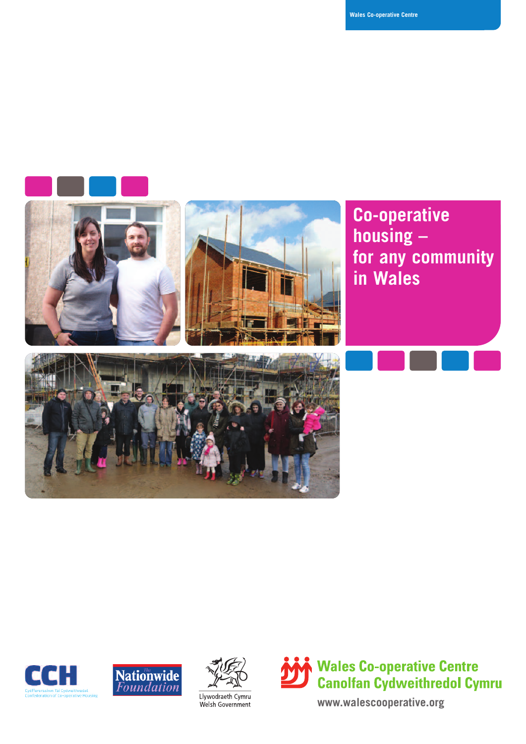Wales Co-operative Centre

# Co-operative housing – for any community in Wales

CCH
Cydffederasiwn Tai Cydweithredol
Confederation of Co-operative Housing

The Nationwide Foundation

Llywodraeth Cymru
Welsh Government

Wales Co-operative Centre
Canolfan Cydweithredol Cymru

www.walescooperative.org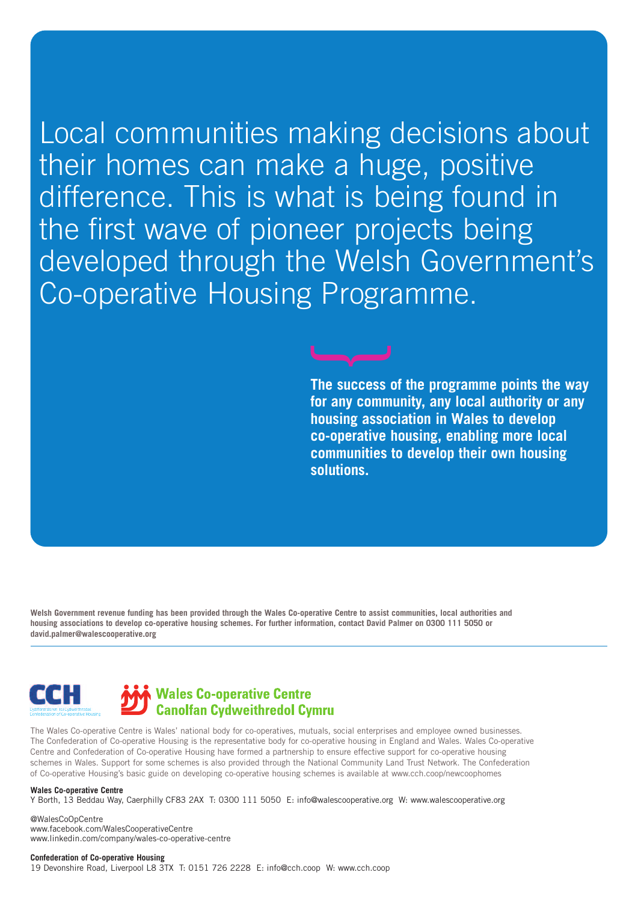Local communities making decisions about their homes can make a huge, positive difference. This is what is being found in the first wave of pioneer projects being developed through the Welsh Government's Co-operative Housing Programme.

**The success of the programme points the way for any community, any local authority or any housing association in Wales to develop co-operative housing, enabling more local communities to develop their own housing solutions.**

**Welsh Government revenue funding has been provided through the Wales Co-operative Centre to assist communities, local authorities and housing associations to develop co-operative housing schemes. For further information, contact David Palmer on 0300 111 5050 or david.palmer@walescooperative.org**

CCH
Cydffederasiwn Tai Cydweithredol
Confederation of Co-operative Housing

**Wales Co-operative Centre**
**Canolfan Cydweithredol Cymru**

The Wales Co-operative Centre is Wales' national body for co-operatives, mutuals, social enterprises and employee owned businesses. The Confederation of Co-operative Housing is the representative body for co-operative housing in England and Wales. Wales Co-operative Centre and Confederation of Co-operative Housing have formed a partnership to ensure effective support for co-operative housing schemes in Wales. Support for some schemes is also provided through the National Community Land Trust Network. The Confederation of Co-operative Housing's basic guide on developing co-operative housing schemes is available at www.cch.coop/newcoophomes

**Wales Co-operative Centre**
Y Borth, 13 Beddau Way, Caerphilly CF83 2AX T: 0300 111 5050 E: info@walescooperative.org W: www.walescooperative.org

@WalesCoOpCentre
www.facebook.com/WalesCooperativeCentre
www.linkedin.com/company/wales-co-operative-centre

**Confederation of Co-operative Housing**
19 Devonshire Road, Liverpool L8 3TX T: 0151 726 2228 E: info@cch.coop W: www.cch.coop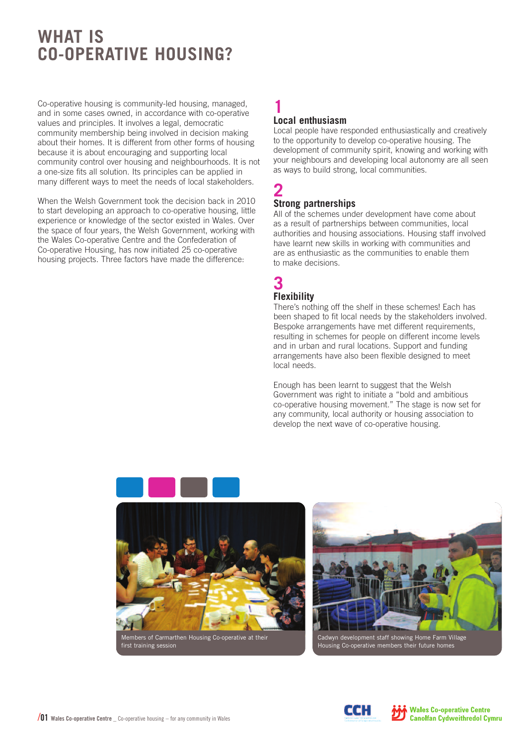# WHAT IS CO-OPERATIVE HOUSING?

Co-operative housing is community-led housing, managed, and in some cases owned, in accordance with co-operative values and principles. It involves a legal, democratic community membership being involved in decision making about their homes. It is different from other forms of housing because it is about encouraging and supporting local community control over housing and neighbourhoods. It is not a one-size fits all solution. Its principles can be applied in many different ways to meet the needs of local stakeholders.

When the Welsh Government took the decision back in 2010 to start developing an approach to co-operative housing, little experience or knowledge of the sector existed in Wales. Over the space of four years, the Welsh Government, working with the Wales Co-operative Centre and the Confederation of Co-operative Housing, has now initiated 25 co-operative housing projects. Three factors have made the difference:

## 1
### Local enthusiasm

Local people have responded enthusiastically and creatively to the opportunity to develop co-operative housing. The development of community spirit, knowing and working with your neighbours and developing local autonomy are all seen as ways to build strong, local communities.

## 2
### Strong partnerships

All of the schemes under development have come about as a result of partnerships between communities, local authorities and housing associations. Housing staff involved have learnt new skills in working with communities and are as enthusiastic as the communities to enable them to make decisions.

## 3
### Flexibility

There's nothing off the shelf in these schemes! Each has been shaped to fit local needs by the stakeholders involved. Bespoke arrangements have met different requirements, resulting in schemes for people on different income levels and in urban and rural locations. Support and funding arrangements have also been flexible designed to meet local needs.

Enough has been learnt to suggest that the Welsh Government was right to initiate a "bold and ambitious co-operative housing movement." The stage is now set for any community, local authority or housing association to develop the next wave of co-operative housing.

Members of Carmarthen Housing Co-operative at their first training session

Cadwyn development staff showing Home Farm Village Housing Co-operative members their future homes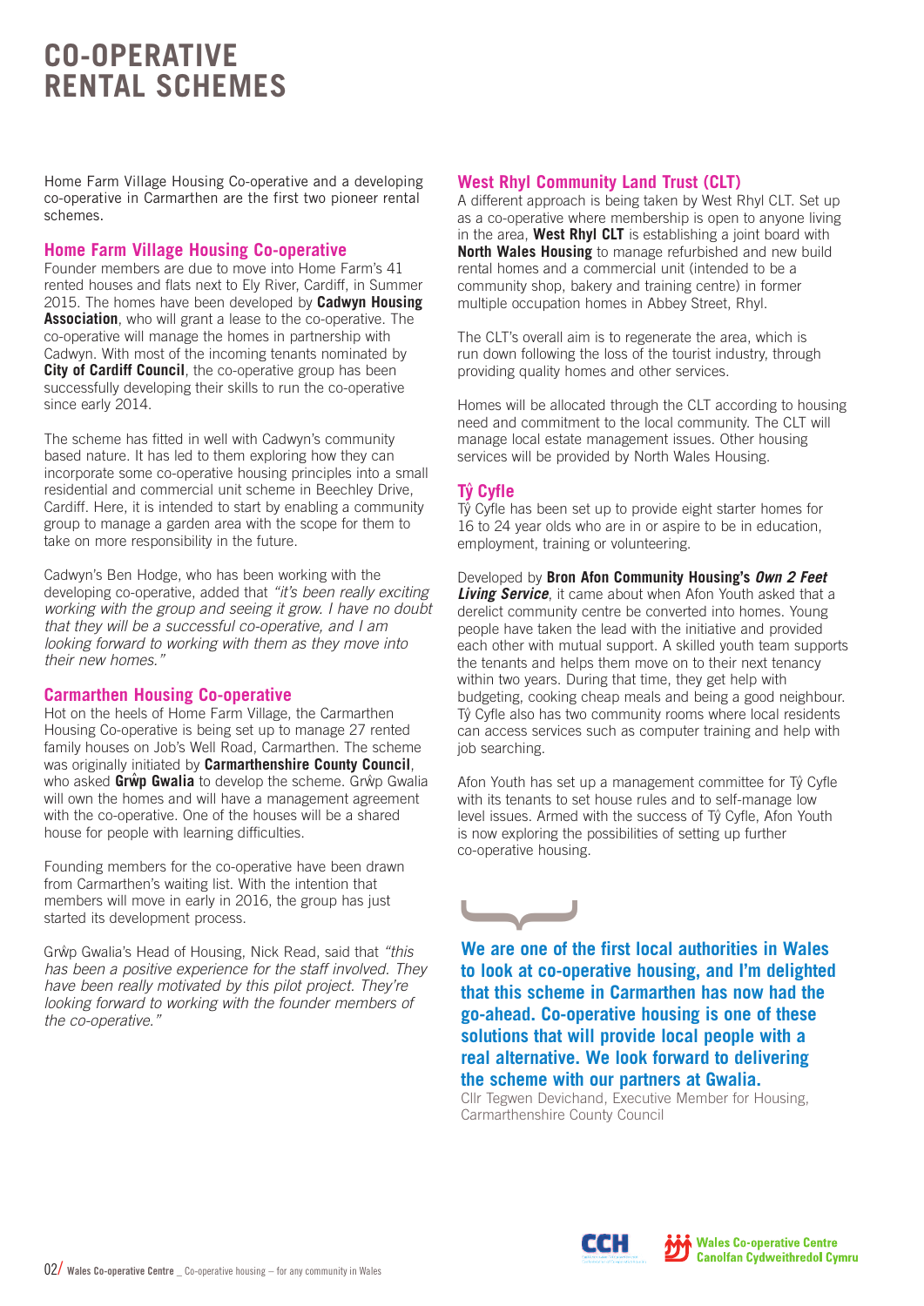# CO-OPERATIVE RENTAL SCHEMES

Home Farm Village Housing Co-operative and a developing co-operative in Carmarthen are the first two pioneer rental schemes.

## Home Farm Village Housing Co-operative

Founder members are due to move into Home Farm's 41 rented houses and flats next to Ely River, Cardiff, in Summer 2015. The homes have been developed by **Cadwyn Housing Association**, who will grant a lease to the co-operative. The co-operative will manage the homes in partnership with Cadwyn. With most of the incoming tenants nominated by **City of Cardiff Council**, the co-operative group has been successfully developing their skills to run the co-operative since early 2014.

The scheme has fitted in well with Cadwyn's community based nature. It has led to them exploring how they can incorporate some co-operative housing principles into a small residential and commercial unit scheme in Beechley Drive, Cardiff. Here, it is intended to start by enabling a community group to manage a garden area with the scope for them to take on more responsibility in the future.

Cadwyn's Ben Hodge, who has been working with the developing co-operative, added that *"it's been really exciting working with the group and seeing it grow. I have no doubt that they will be a successful co-operative, and I am looking forward to working with them as they move into their new homes."*

## Carmarthen Housing Co-operative

Hot on the heels of Home Farm Village, the Carmarthen Housing Co-operative is being set up to manage 27 rented family houses on Job's Well Road, Carmarthen. The scheme was originally initiated by **Carmarthenshire County Council**, who asked **Grŵp Gwalia** to develop the scheme. Grŵp Gwalia will own the homes and will have a management agreement with the co-operative. One of the houses will be a shared house for people with learning difficulties.

Founding members for the co-operative have been drawn from Carmarthen's waiting list. With the intention that members will move in early in 2016, the group has just started its development process.

Grŵp Gwalia's Head of Housing, Nick Read, said that *"this has been a positive experience for the staff involved. They have been really motivated by this pilot project. They're looking forward to working with the founder members of the co-operative."*

## West Rhyl Community Land Trust (CLT)

A different approach is being taken by West Rhyl CLT. Set up as a co-operative where membership is open to anyone living in the area, **West Rhyl CLT** is establishing a joint board with **North Wales Housing** to manage refurbished and new build rental homes and a commercial unit (intended to be a community shop, bakery and training centre) in former multiple occupation homes in Abbey Street, Rhyl.

The CLT's overall aim is to regenerate the area, which is run down following the loss of the tourist industry, through providing quality homes and other services.

Homes will be allocated through the CLT according to housing need and commitment to the local community. The CLT will manage local estate management issues. Other housing services will be provided by North Wales Housing.

## Tŷ Cyfle

Tŷ Cyfle has been set up to provide eight starter homes for 16 to 24 year olds who are in or aspire to be in education, employment, training or volunteering.

Developed by **Bron Afon Community Housing's *Own 2 Feet Living Service***, it came about when Afon Youth asked that a derelict community centre be converted into homes. Young people have taken the lead with the initiative and provided each other with mutual support. A skilled youth team supports the tenants and helps them move on to their next tenancy within two years. During that time, they get help with budgeting, cooking cheap meals and being a good neighbour. Tŷ Cyfle also has two community rooms where local residents can access services such as computer training and help with job searching.

Afon Youth has set up a management committee for Tŷ Cyfle with its tenants to set house rules and to self-manage low level issues. Armed with the success of Tŷ Cyfle, Afon Youth is now exploring the possibilities of setting up further co-operative housing.

**We are one of the first local authorities in Wales to look at co-operative housing, and I'm delighted that this scheme in Carmarthen has now had the go-ahead. Co-operative housing is one of these solutions that will provide local people with a real alternative. We look forward to delivering the scheme with our partners at Gwalia.**

Cllr Tegwen Devichand, Executive Member for Housing, Carmarthenshire County Council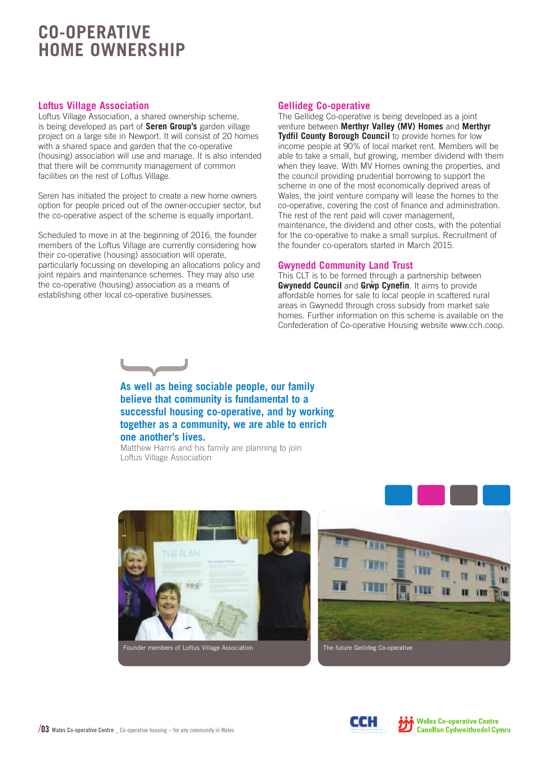# CO-OPERATIVE HOME OWNERSHIP

### Loftus Village Association

Loftus Village Association, a shared ownership scheme, is being developed as part of **Seren Group's** garden village project on a large site in Newport. It will consist of 20 homes with a shared space and garden that the co-operative (housing) association will use and manage. It is also intended that there will be community management of common facilities on the rest of Loftus Village.

Seren has initiated the project to create a new home owners option for people priced out of the owner-occupier sector, but the co-operative aspect of the scheme is equally important.

Scheduled to move in at the beginning of 2016, the founder members of the Loftus Village are currently considering how their co-operative (housing) association will operate, particularly focussing on developing an allocations policy and joint repairs and maintenance schemes. They may also use the co-operative (housing) association as a means of establishing other local co-operative businesses.

### Gellideg Co-operative

The Gellideg Co-operative is being developed as a joint venture between **Merthyr Valley (MV) Homes** and **Merthyr Tydfil County Borough Council** to provide homes for low income people at 90% of local market rent. Members will be able to take a small, but growing, member dividend with them when they leave. With MV Homes owning the properties, and the council providing prudential borrowing to support the scheme in one of the most economically deprived areas of Wales, the joint venture company will lease the homes to the co-operative, covering the cost of finance and administration. The rest of the rent paid will cover management, maintenance, the dividend and other costs, with the potential for the co-operative to make a small surplus. Recruitment of the founder co-operators started in March 2015.

### Gwynedd Community Land Trust

This CLT is to be formed through a partnership between **Gwynedd Council** and **Grŵp Cynefin**. It aims to provide affordable homes for sale to local people in scattered rural areas in Gwynedd through cross subsidy from market sale homes. Further information on this scheme is available on the Confederation of Co-operative Housing website www.cch.coop.

**As well as being sociable people, our family believe that community is fundamental to a successful housing co-operative, and by working together as a community, we are able to enrich one another's lives.**

Matthew Harris and his family are planning to join Loftus Village Association

Founder members of Loftus Village Association

The future Gellideg Co-operative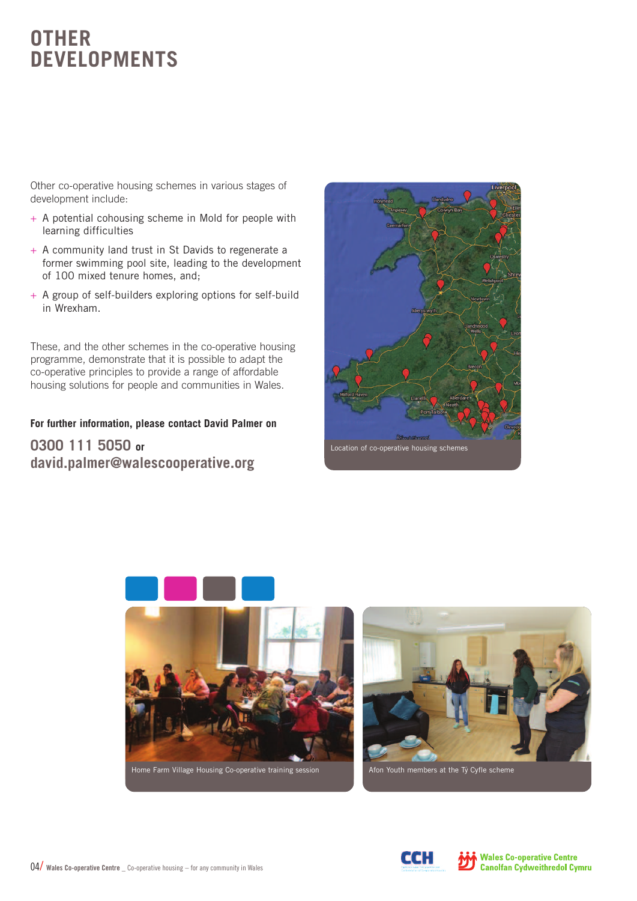# OTHER DEVELOPMENTS

Other co-operative housing schemes in various stages of development include:

- A potential cohousing scheme in Mold for people with learning difficulties
- A community land trust in St Davids to regenerate a former swimming pool site, leading to the development of 100 mixed tenure homes, and;
- A group of self-builders exploring options for self-build in Wrexham.

These, and the other schemes in the co-operative housing programme, demonstrate that it is possible to adapt the co-operative principles to provide a range of affordable housing solutions for people and communities in Wales.

**For further information, please contact David Palmer on**

**0300 111 5050 or david.palmer@walescooperative.org**

Location of co-operative housing schemes

Home Farm Village Housing Co-operative training session

Afon Youth members at the Tŷ Cyfle scheme